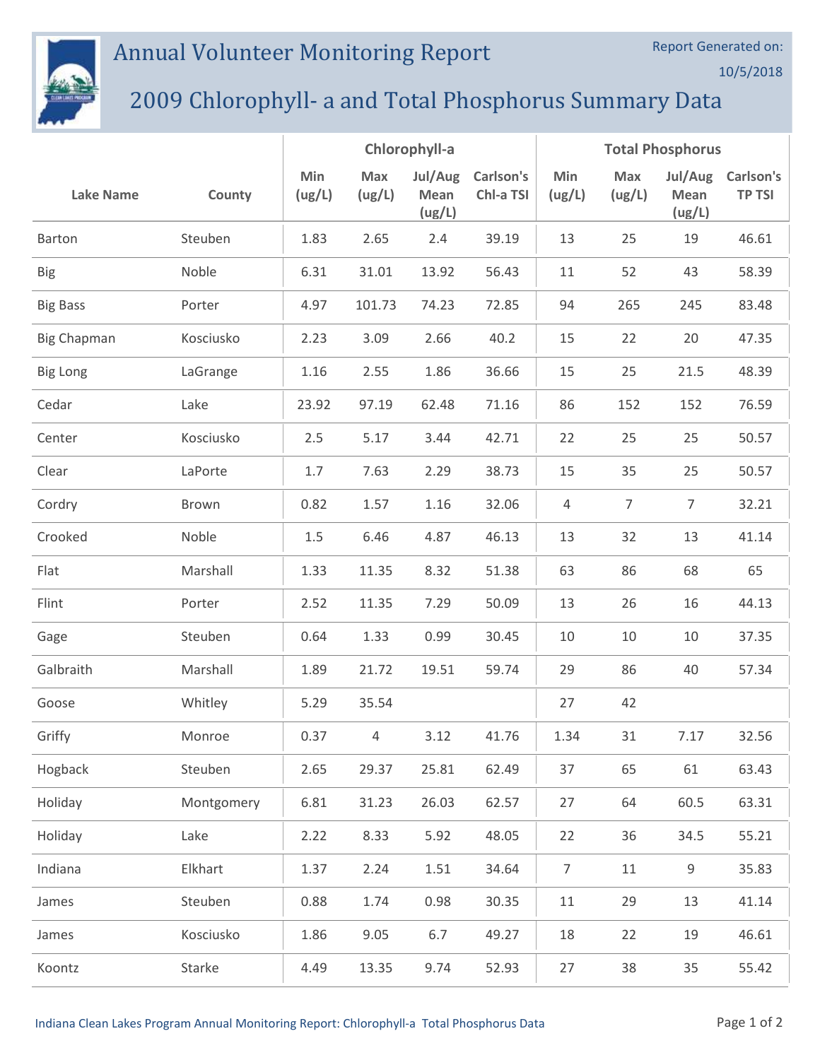# Annual Volunteer Monitoring Report

Report Generated on: 10/5/2018

## 2009 Chlorophyll- a and Total Phosphorus Summary Data

| Lake Name | County | Chlorophyll-a | | | | Total Phosphorus | | | |
|---|---|---|---|---|---|---|---|---|---|
| | | Min (ug/L) | Max (ug/L) | Jul/Aug Mean (ug/L) | Carlson's Chl-a TSI | Min (ug/L) | Max (ug/L) | Jul/Aug Mean (ug/L) | Carlson's TP TSI |
| Barton | Steuben | 1.83 | 2.65 | 2.4 | 39.19 | 13 | 25 | 19 | 46.61 |
| Big | Noble | 6.31 | 31.01 | 13.92 | 56.43 | 11 | 52 | 43 | 58.39 |
| Big Bass | Porter | 4.97 | 101.73 | 74.23 | 72.85 | 94 | 265 | 245 | 83.48 |
| Big Chapman | Kosciusko | 2.23 | 3.09 | 2.66 | 40.2 | 15 | 22 | 20 | 47.35 |
| Big Long | LaGrange | 1.16 | 2.55 | 1.86 | 36.66 | 15 | 25 | 21.5 | 48.39 |
| Cedar | Lake | 23.92 | 97.19 | 62.48 | 71.16 | 86 | 152 | 152 | 76.59 |
| Center | Kosciusko | 2.5 | 5.17 | 3.44 | 42.71 | 22 | 25 | 25 | 50.57 |
| Clear | LaPorte | 1.7 | 7.63 | 2.29 | 38.73 | 15 | 35 | 25 | 50.57 |
| Cordry | Brown | 0.82 | 1.57 | 1.16 | 32.06 | 4 | 7 | 7 | 32.21 |
| Crooked | Noble | 1.5 | 6.46 | 4.87 | 46.13 | 13 | 32 | 13 | 41.14 |
| Flat | Marshall | 1.33 | 11.35 | 8.32 | 51.38 | 63 | 86 | 68 | 65 |
| Flint | Porter | 2.52 | 11.35 | 7.29 | 50.09 | 13 | 26 | 16 | 44.13 |
| Gage | Steuben | 0.64 | 1.33 | 0.99 | 30.45 | 10 | 10 | 10 | 37.35 |
| Galbraith | Marshall | 1.89 | 21.72 | 19.51 | 59.74 | 29 | 86 | 40 | 57.34 |
| Goose | Whitley | 5.29 | 35.54 | | | 27 | 42 | | |
| Griffy | Monroe | 0.37 | 4 | 3.12 | 41.76 | 1.34 | 31 | 7.17 | 32.56 |
| Hogback | Steuben | 2.65 | 29.37 | 25.81 | 62.49 | 37 | 65 | 61 | 63.43 |
| Holiday | Montgomery | 6.81 | 31.23 | 26.03 | 62.57 | 27 | 64 | 60.5 | 63.31 |
| Holiday | Lake | 2.22 | 8.33 | 5.92 | 48.05 | 22 | 36 | 34.5 | 55.21 |
| Indiana | Elkhart | 1.37 | 2.24 | 1.51 | 34.64 | 7 | 11 | 9 | 35.83 |
| James | Steuben | 0.88 | 1.74 | 0.98 | 30.35 | 11 | 29 | 13 | 41.14 |
| James | Kosciusko | 1.86 | 9.05 | 6.7 | 49.27 | 18 | 22 | 19 | 46.61 |
| Koontz | Starke | 4.49 | 13.35 | 9.74 | 52.93 | 27 | 38 | 35 | 55.42 |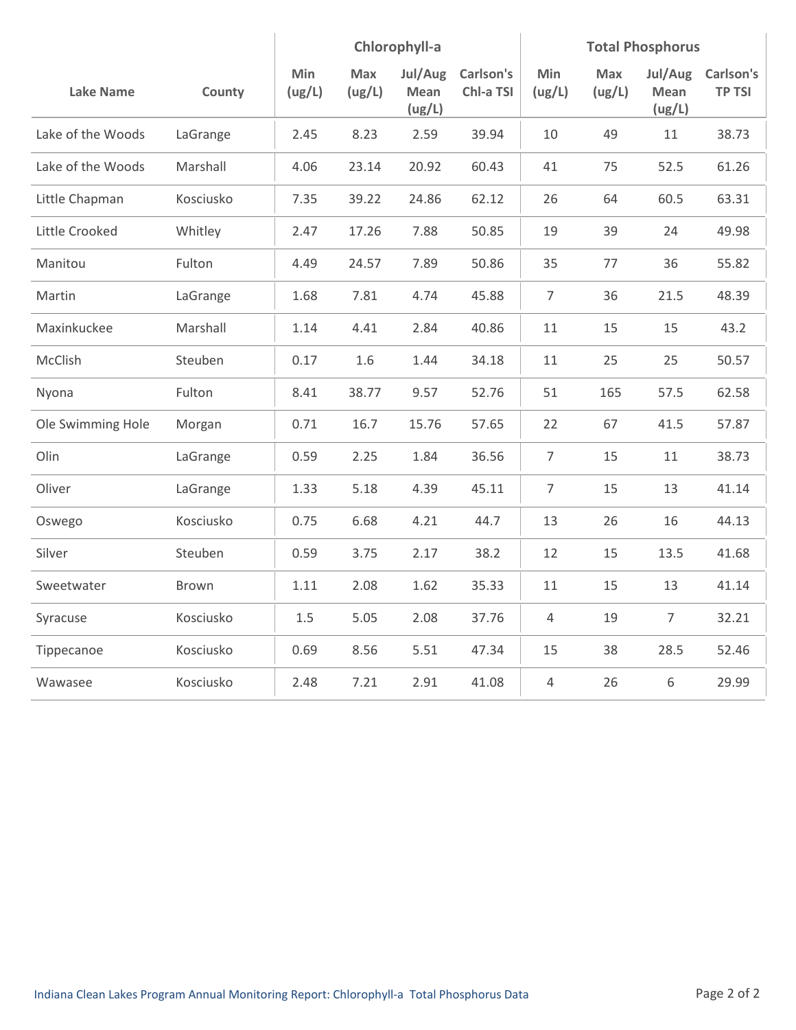| Lake Name | County | Chlorophyll-a | | | | Total Phosphorus | | | |
|---|---|---|---|---|---|---|---|---|---|
| | | Min (ug/L) | Max (ug/L) | Jul/Aug Mean (ug/L) | Carlson's Chl-a TSI | Min (ug/L) | Max (ug/L) | Jul/Aug Mean (ug/L) | Carlson's TP TSI |
| Lake of the Woods | LaGrange | 2.45 | 8.23 | 2.59 | 39.94 | 10 | 49 | 11 | 38.73 |
| Lake of the Woods | Marshall | 4.06 | 23.14 | 20.92 | 60.43 | 41 | 75 | 52.5 | 61.26 |
| Little Chapman | Kosciusko | 7.35 | 39.22 | 24.86 | 62.12 | 26 | 64 | 60.5 | 63.31 |
| Little Crooked | Whitley | 2.47 | 17.26 | 7.88 | 50.85 | 19 | 39 | 24 | 49.98 |
| Manitou | Fulton | 4.49 | 24.57 | 7.89 | 50.86 | 35 | 77 | 36 | 55.82 |
| Martin | LaGrange | 1.68 | 7.81 | 4.74 | 45.88 | 7 | 36 | 21.5 | 48.39 |
| Maxinkuckee | Marshall | 1.14 | 4.41 | 2.84 | 40.86 | 11 | 15 | 15 | 43.2 |
| McClish | Steuben | 0.17 | 1.6 | 1.44 | 34.18 | 11 | 25 | 25 | 50.57 |
| Nyona | Fulton | 8.41 | 38.77 | 9.57 | 52.76 | 51 | 165 | 57.5 | 62.58 |
| Ole Swimming Hole | Morgan | 0.71 | 16.7 | 15.76 | 57.65 | 22 | 67 | 41.5 | 57.87 |
| Olin | LaGrange | 0.59 | 2.25 | 1.84 | 36.56 | 7 | 15 | 11 | 38.73 |
| Oliver | LaGrange | 1.33 | 5.18 | 4.39 | 45.11 | 7 | 15 | 13 | 41.14 |
| Oswego | Kosciusko | 0.75 | 6.68 | 4.21 | 44.7 | 13 | 26 | 16 | 44.13 |
| Silver | Steuben | 0.59 | 3.75 | 2.17 | 38.2 | 12 | 15 | 13.5 | 41.68 |
| Sweetwater | Brown | 1.11 | 2.08 | 1.62 | 35.33 | 11 | 15 | 13 | 41.14 |
| Syracuse | Kosciusko | 1.5 | 5.05 | 2.08 | 37.76 | 4 | 19 | 7 | 32.21 |
| Tippecanoe | Kosciusko | 0.69 | 8.56 | 5.51 | 47.34 | 15 | 38 | 28.5 | 52.46 |
| Wawasee | Kosciusko | 2.48 | 7.21 | 2.91 | 41.08 | 4 | 26 | 6 | 29.99 |